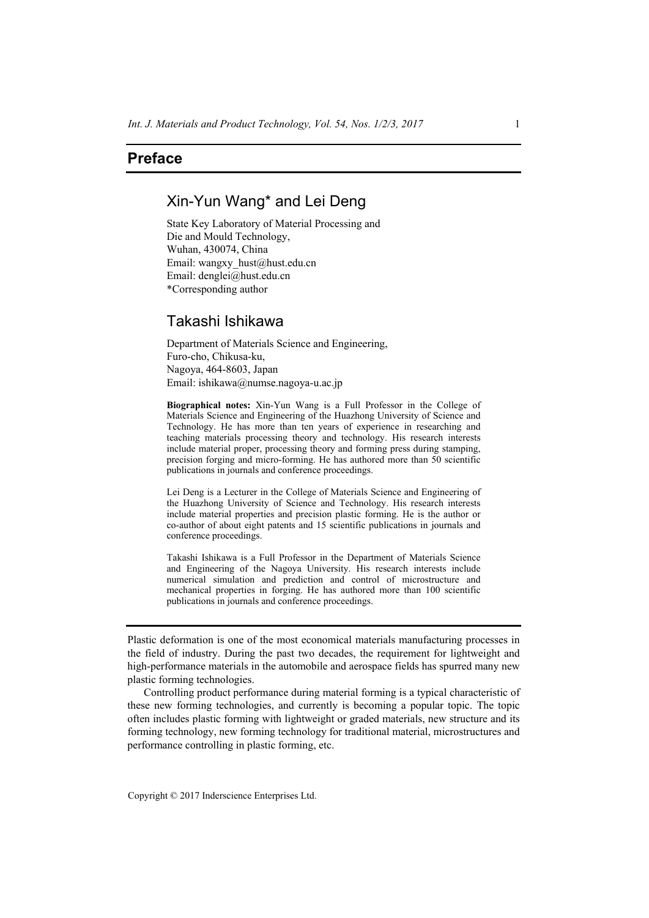# Preface

## Xin-Yun Wang* and Lei Deng

State Key Laboratory of Material Processing and
Die and Mould Technology,
Wuhan, 430074, China
Email: wangxy_hust@hust.edu.cn
Email: denglei@hust.edu.cn
*Corresponding author

## Takashi Ishikawa

Department of Materials Science and Engineering,
Furo-cho, Chikusa-ku,
Nagoya, 464-8603, Japan
Email: ishikawa@numse.nagoya-u.ac.jp

**Biographical notes:** Xin-Yun Wang is a Full Professor in the College of Materials Science and Engineering of the Huazhong University of Science and Technology. He has more than ten years of experience in researching and teaching materials processing theory and technology. His research interests include material proper, processing theory and forming press during stamping, precision forging and micro-forming. He has authored more than 50 scientific publications in journals and conference proceedings.

Lei Deng is a Lecturer in the College of Materials Science and Engineering of the Huazhong University of Science and Technology. His research interests include material properties and precision plastic forming. He is the author or co-author of about eight patents and 15 scientific publications in journals and conference proceedings.

Takashi Ishikawa is a Full Professor in the Department of Materials Science and Engineering of the Nagoya University. His research interests include numerical simulation and prediction and control of microstructure and mechanical properties in forging. He has authored more than 100 scientific publications in journals and conference proceedings.

---

Plastic deformation is one of the most economical materials manufacturing processes in the field of industry. During the past two decades, the requirement for lightweight and high-performance materials in the automobile and aerospace fields has spurred many new plastic forming technologies.

Controlling product performance during material forming is a typical characteristic of these new forming technologies, and currently is becoming a popular topic. The topic often includes plastic forming with lightweight or graded materials, new structure and its forming technology, new forming technology for traditional material, microstructures and performance controlling in plastic forming, etc.

Copyright © 2017 Inderscience Enterprises Ltd.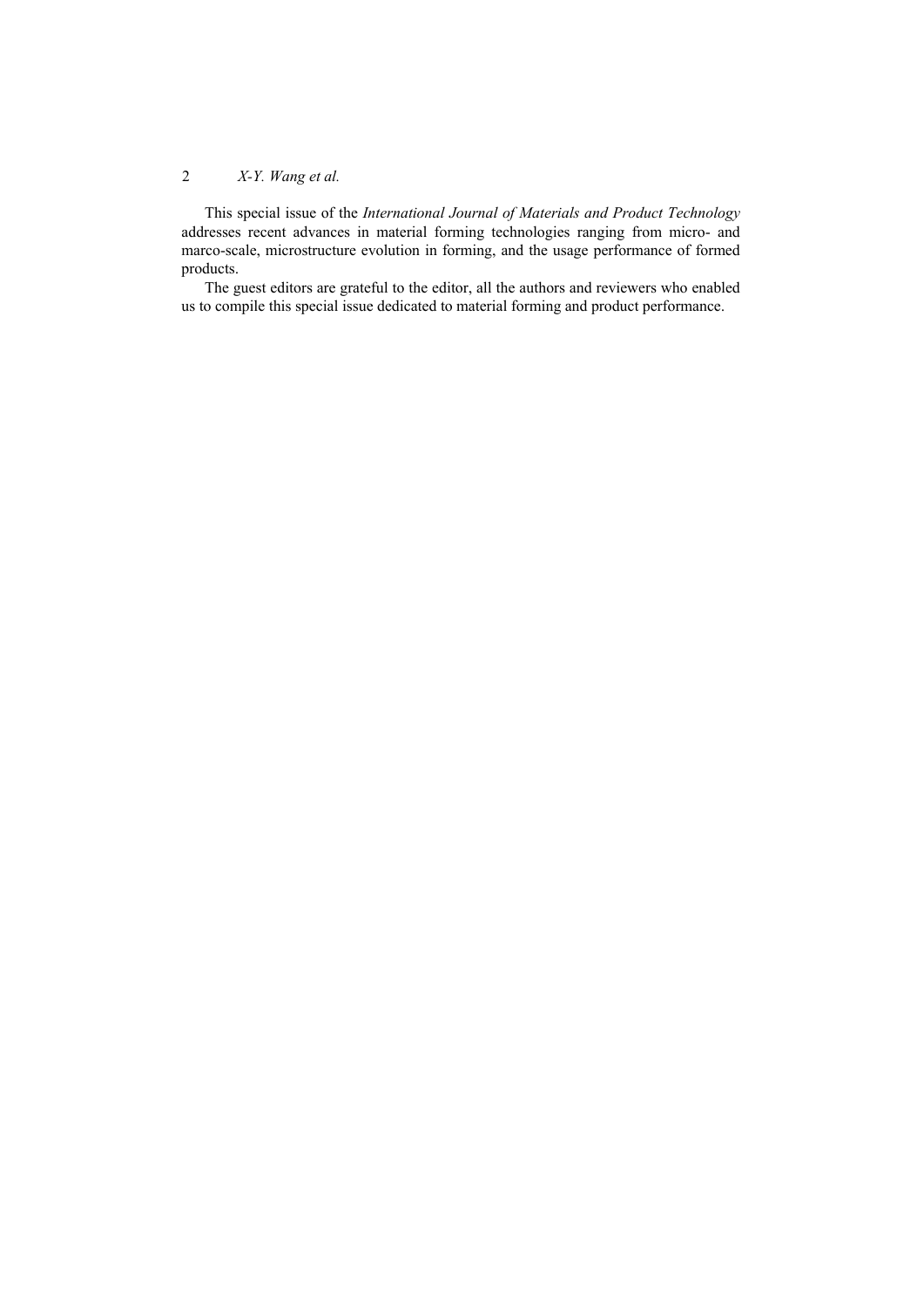This special issue of the *International Journal of Materials and Product Technology* addresses recent advances in material forming technologies ranging from micro- and marco-scale, microstructure evolution in forming, and the usage performance of formed products.

The guest editors are grateful to the editor, all the authors and reviewers who enabled us to compile this special issue dedicated to material forming and product performance.